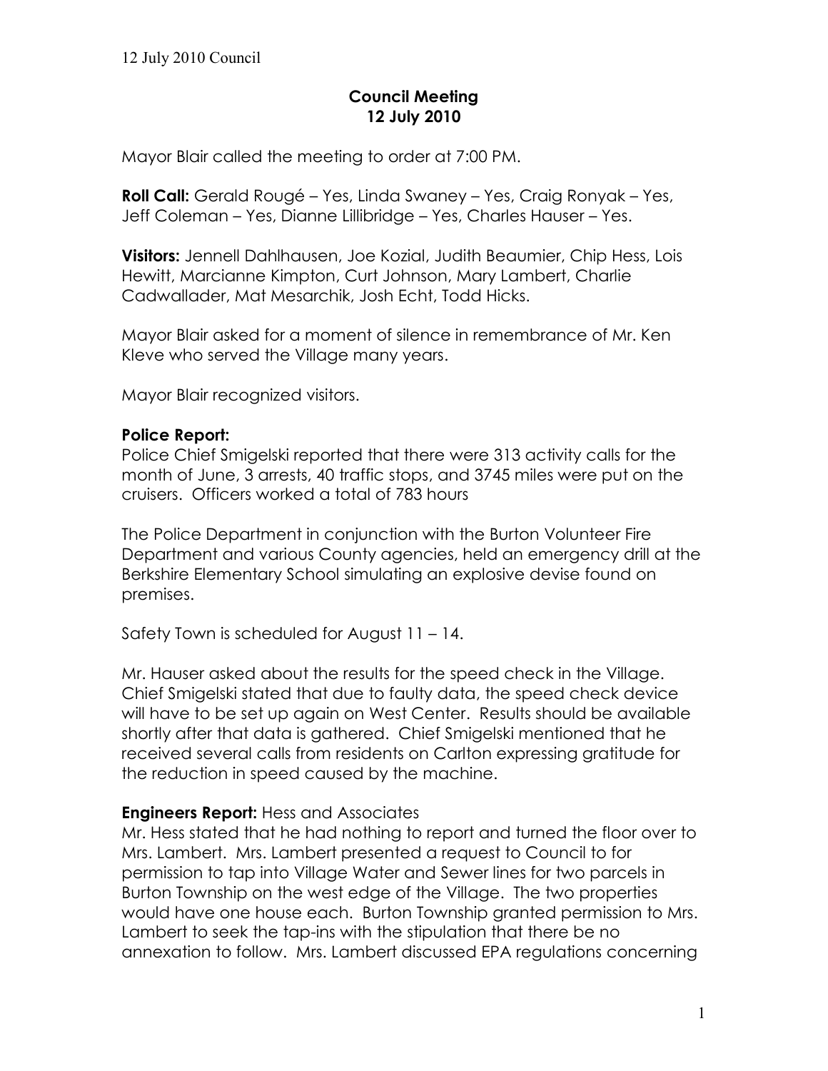# Council Meeting
# 12 July 2010

Mayor Blair called the meeting to order at 7:00 PM.

**Roll Call:** Gerald Rougé – Yes, Linda Swaney – Yes, Craig Ronyak – Yes, Jeff Coleman – Yes, Dianne Lillibridge – Yes, Charles Hauser – Yes.

**Visitors:** Jennell Dahlhausen, Joe Kozial, Judith Beaumier, Chip Hess, Lois Hewitt, Marcianne Kimpton, Curt Johnson, Mary Lambert, Charlie Cadwallader, Mat Mesarchik, Josh Echt, Todd Hicks.

Mayor Blair asked for a moment of silence in remembrance of Mr. Ken Kleve who served the Village many years.

Mayor Blair recognized visitors.

**Police Report:**
Police Chief Smigelski reported that there were 313 activity calls for the month of June, 3 arrests, 40 traffic stops, and 3745 miles were put on the cruisers. Officers worked a total of 783 hours

The Police Department in conjunction with the Burton Volunteer Fire Department and various County agencies, held an emergency drill at the Berkshire Elementary School simulating an explosive devise found on premises.

Safety Town is scheduled for August 11 – 14.

Mr. Hauser asked about the results for the speed check in the Village. Chief Smigelski stated that due to faulty data, the speed check device will have to be set up again on West Center. Results should be available shortly after that data is gathered. Chief Smigelski mentioned that he received several calls from residents on Carlton expressing gratitude for the reduction in speed caused by the machine.

**Engineers Report:** Hess and Associates
Mr. Hess stated that he had nothing to report and turned the floor over to Mrs. Lambert. Mrs. Lambert presented a request to Council to for permission to tap into Village Water and Sewer lines for two parcels in Burton Township on the west edge of the Village. The two properties would have one house each. Burton Township granted permission to Mrs. Lambert to seek the tap-ins with the stipulation that there be no annexation to follow. Mrs. Lambert discussed EPA regulations concerning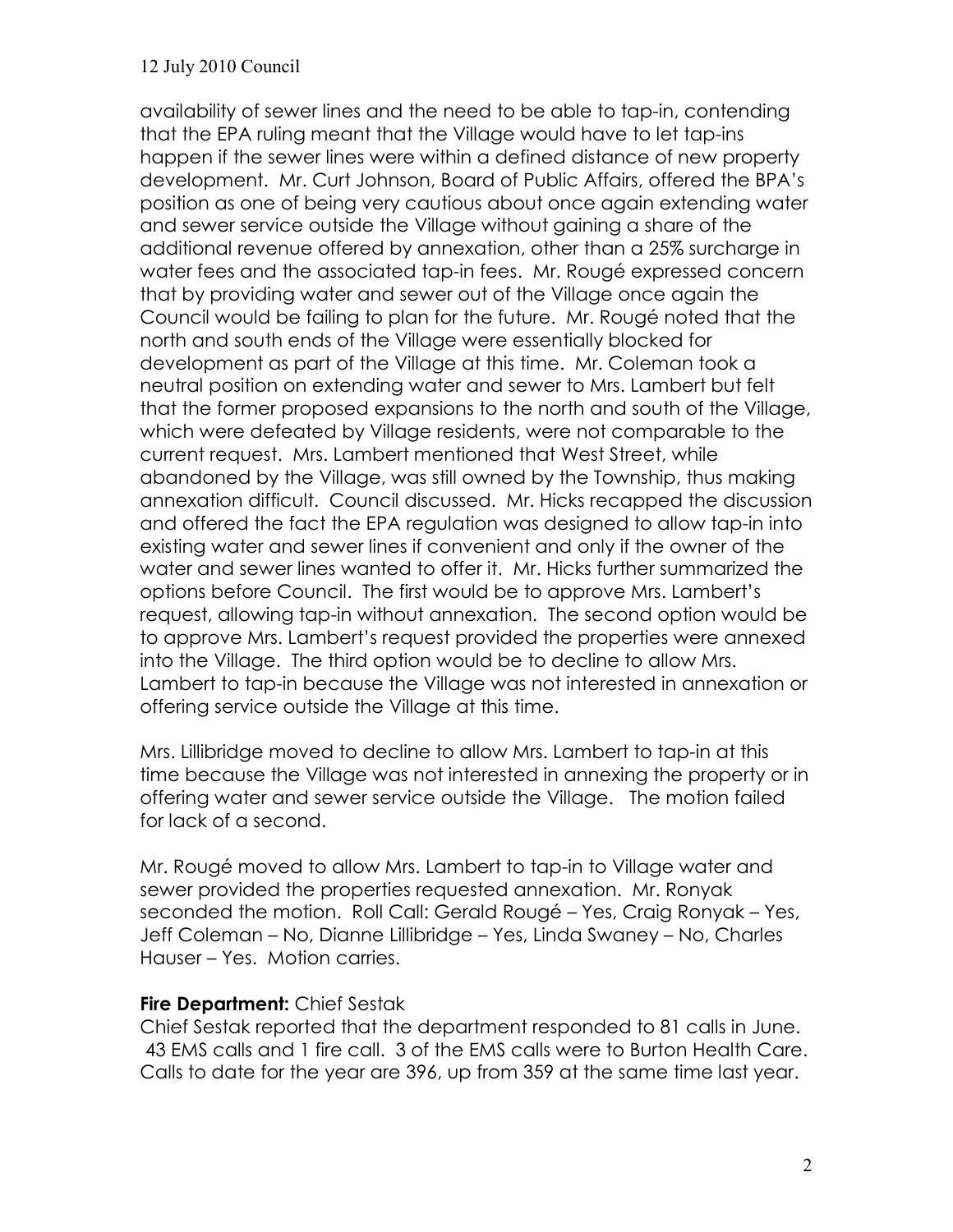availability of sewer lines and the need to be able to tap-in, contending that the EPA ruling meant that the Village would have to let tap-ins happen if the sewer lines were within a defined distance of new property development. Mr. Curt Johnson, Board of Public Affairs, offered the BPA's position as one of being very cautious about once again extending water and sewer service outside the Village without gaining a share of the additional revenue offered by annexation, other than a 25% surcharge in water fees and the associated tap-in fees. Mr. Rougé expressed concern that by providing water and sewer out of the Village once again the Council would be failing to plan for the future. Mr. Rougé noted that the north and south ends of the Village were essentially blocked for development as part of the Village at this time. Mr. Coleman took a neutral position on extending water and sewer to Mrs. Lambert but felt that the former proposed expansions to the north and south of the Village, which were defeated by Village residents, were not comparable to the current request. Mrs. Lambert mentioned that West Street, while abandoned by the Village, was still owned by the Township, thus making annexation difficult. Council discussed. Mr. Hicks recapped the discussion and offered the fact the EPA regulation was designed to allow tap-in into existing water and sewer lines if convenient and only if the owner of the water and sewer lines wanted to offer it. Mr. Hicks further summarized the options before Council. The first would be to approve Mrs. Lambert's request, allowing tap-in without annexation. The second option would be to approve Mrs. Lambert's request provided the properties were annexed into the Village. The third option would be to decline to allow Mrs. Lambert to tap-in because the Village was not interested in annexation or offering service outside the Village at this time.

Mrs. Lillibridge moved to decline to allow Mrs. Lambert to tap-in at this time because the Village was not interested in annexing the property or in offering water and sewer service outside the Village. The motion failed for lack of a second.

Mr. Rougé moved to allow Mrs. Lambert to tap-in to Village water and sewer provided the properties requested annexation. Mr. Ronyak seconded the motion. Roll Call: Gerald Rougé – Yes, Craig Ronyak – Yes, Jeff Coleman – No, Dianne Lillibridge – Yes, Linda Swaney – No, Charles Hauser – Yes. Motion carries.

**Fire Department:** Chief Sestak

Chief Sestak reported that the department responded to 81 calls in June. 43 EMS calls and 1 fire call. 3 of the EMS calls were to Burton Health Care. Calls to date for the year are 396, up from 359 at the same time last year.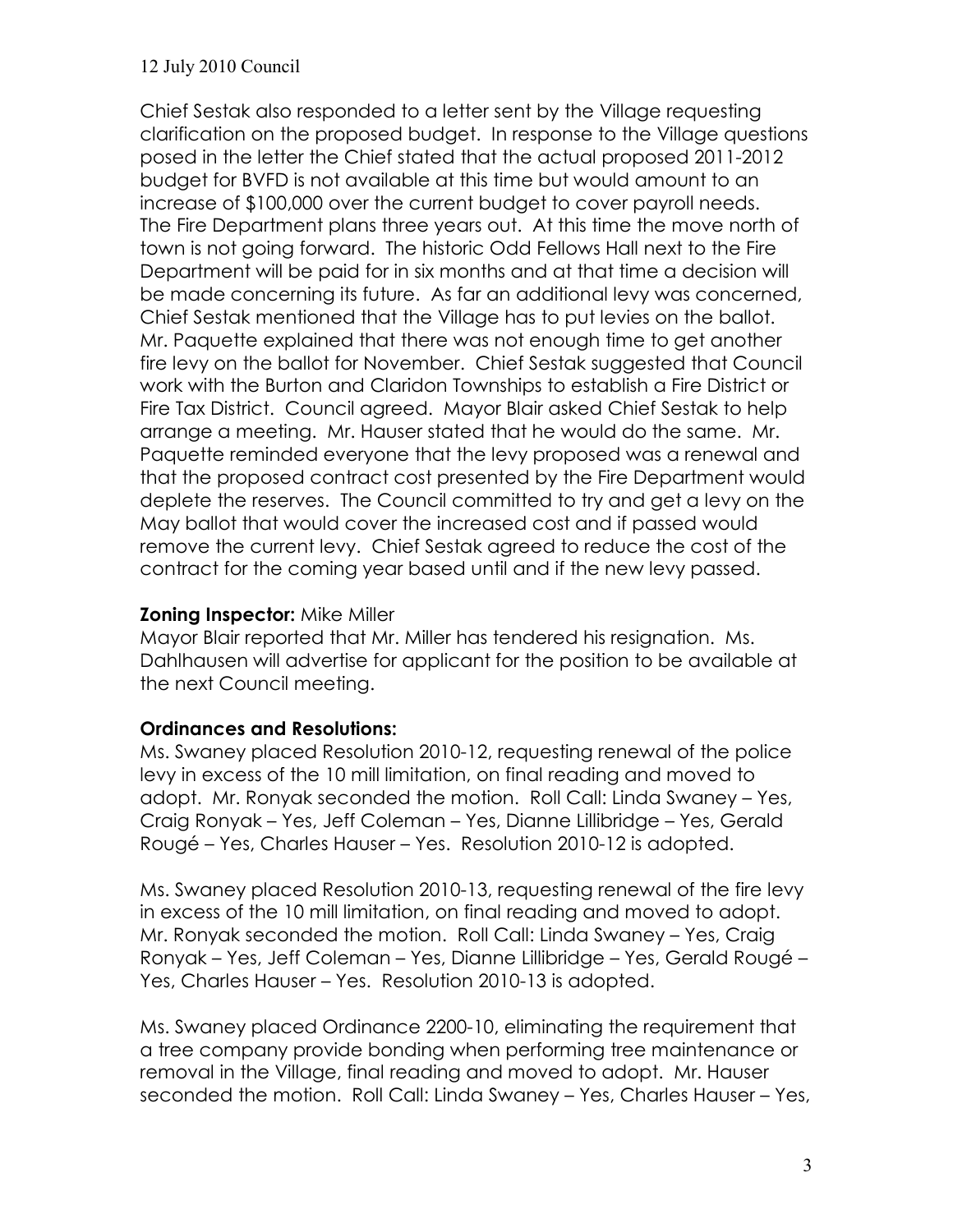Chief Sestak also responded to a letter sent by the Village requesting clarification on the proposed budget. In response to the Village questions posed in the letter the Chief stated that the actual proposed 2011-2012 budget for BVFD is not available at this time but would amount to an increase of $100,000 over the current budget to cover payroll needs. The Fire Department plans three years out. At this time the move north of town is not going forward. The historic Odd Fellows Hall next to the Fire Department will be paid for in six months and at that time a decision will be made concerning its future. As far an additional levy was concerned, Chief Sestak mentioned that the Village has to put levies on the ballot. Mr. Paquette explained that there was not enough time to get another fire levy on the ballot for November. Chief Sestak suggested that Council work with the Burton and Claridon Townships to establish a Fire District or Fire Tax District. Council agreed. Mayor Blair asked Chief Sestak to help arrange a meeting. Mr. Hauser stated that he would do the same. Mr. Paquette reminded everyone that the levy proposed was a renewal and that the proposed contract cost presented by the Fire Department would deplete the reserves. The Council committed to try and get a levy on the May ballot that would cover the increased cost and if passed would remove the current levy. Chief Sestak agreed to reduce the cost of the contract for the coming year based until and if the new levy passed.

**Zoning Inspector:** Mike Miller

Mayor Blair reported that Mr. Miller has tendered his resignation. Ms. Dahlhausen will advertise for applicant for the position to be available at the next Council meeting.

**Ordinances and Resolutions:**

Ms. Swaney placed Resolution 2010-12, requesting renewal of the police levy in excess of the 10 mill limitation, on final reading and moved to adopt. Mr. Ronyak seconded the motion. Roll Call: Linda Swaney – Yes, Craig Ronyak – Yes, Jeff Coleman – Yes, Dianne Lillibridge – Yes, Gerald Rougé – Yes, Charles Hauser – Yes. Resolution 2010-12 is adopted.

Ms. Swaney placed Resolution 2010-13, requesting renewal of the fire levy in excess of the 10 mill limitation, on final reading and moved to adopt. Mr. Ronyak seconded the motion. Roll Call: Linda Swaney – Yes, Craig Ronyak – Yes, Jeff Coleman – Yes, Dianne Lillibridge – Yes, Gerald Rougé – Yes, Charles Hauser – Yes. Resolution 2010-13 is adopted.

Ms. Swaney placed Ordinance 2200-10, eliminating the requirement that a tree company provide bonding when performing tree maintenance or removal in the Village, final reading and moved to adopt. Mr. Hauser seconded the motion. Roll Call: Linda Swaney – Yes, Charles Hauser – Yes,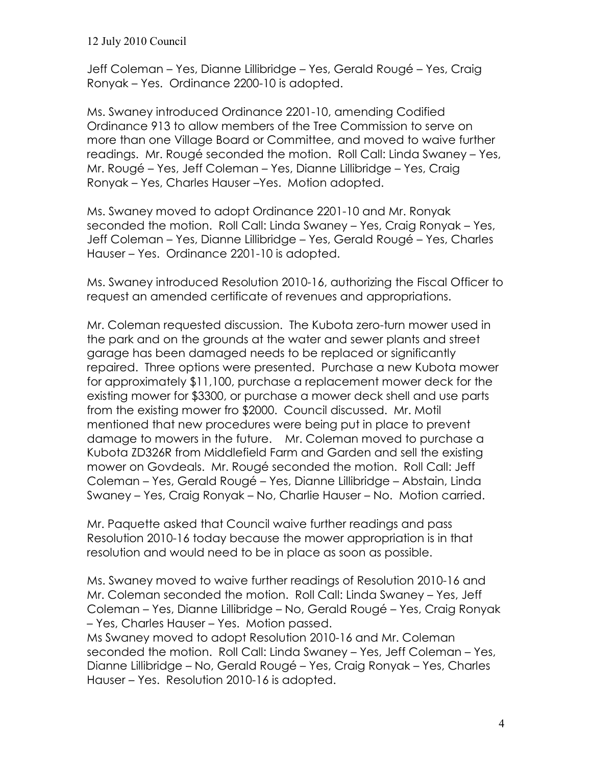Jeff Coleman – Yes, Dianne Lillibridge – Yes, Gerald Rougé – Yes, Craig Ronyak – Yes. Ordinance 2200-10 is adopted.

Ms. Swaney introduced Ordinance 2201-10, amending Codified Ordinance 913 to allow members of the Tree Commission to serve on more than one Village Board or Committee, and moved to waive further readings. Mr. Rougé seconded the motion. Roll Call: Linda Swaney – Yes, Mr. Rougé – Yes, Jeff Coleman – Yes, Dianne Lillibridge – Yes, Craig Ronyak – Yes, Charles Hauser –Yes. Motion adopted.

Ms. Swaney moved to adopt Ordinance 2201-10 and Mr. Ronyak seconded the motion. Roll Call: Linda Swaney – Yes, Craig Ronyak – Yes, Jeff Coleman – Yes, Dianne Lillibridge – Yes, Gerald Rougé – Yes, Charles Hauser – Yes. Ordinance 2201-10 is adopted.

Ms. Swaney introduced Resolution 2010-16, authorizing the Fiscal Officer to request an amended certificate of revenues and appropriations.

Mr. Coleman requested discussion. The Kubota zero-turn mower used in the park and on the grounds at the water and sewer plants and street garage has been damaged needs to be replaced or significantly repaired. Three options were presented. Purchase a new Kubota mower for approximately $11,100, purchase a replacement mower deck for the existing mower for $3300, or purchase a mower deck shell and use parts from the existing mower fro $2000. Council discussed. Mr. Motil mentioned that new procedures were being put in place to prevent damage to mowers in the future. Mr. Coleman moved to purchase a Kubota ZD326R from Middlefield Farm and Garden and sell the existing mower on Govdeals. Mr. Rougé seconded the motion. Roll Call: Jeff Coleman – Yes, Gerald Rougé – Yes, Dianne Lillibridge – Abstain, Linda Swaney – Yes, Craig Ronyak – No, Charlie Hauser – No. Motion carried.

Mr. Paquette asked that Council waive further readings and pass Resolution 2010-16 today because the mower appropriation is in that resolution and would need to be in place as soon as possible.

Ms. Swaney moved to waive further readings of Resolution 2010-16 and Mr. Coleman seconded the motion. Roll Call: Linda Swaney – Yes, Jeff Coleman – Yes, Dianne Lillibridge – No, Gerald Rougé – Yes, Craig Ronyak – Yes, Charles Hauser – Yes. Motion passed.
Ms Swaney moved to adopt Resolution 2010-16 and Mr. Coleman seconded the motion. Roll Call: Linda Swaney – Yes, Jeff Coleman – Yes, Dianne Lillibridge – No, Gerald Rougé – Yes, Craig Ronyak – Yes, Charles Hauser – Yes. Resolution 2010-16 is adopted.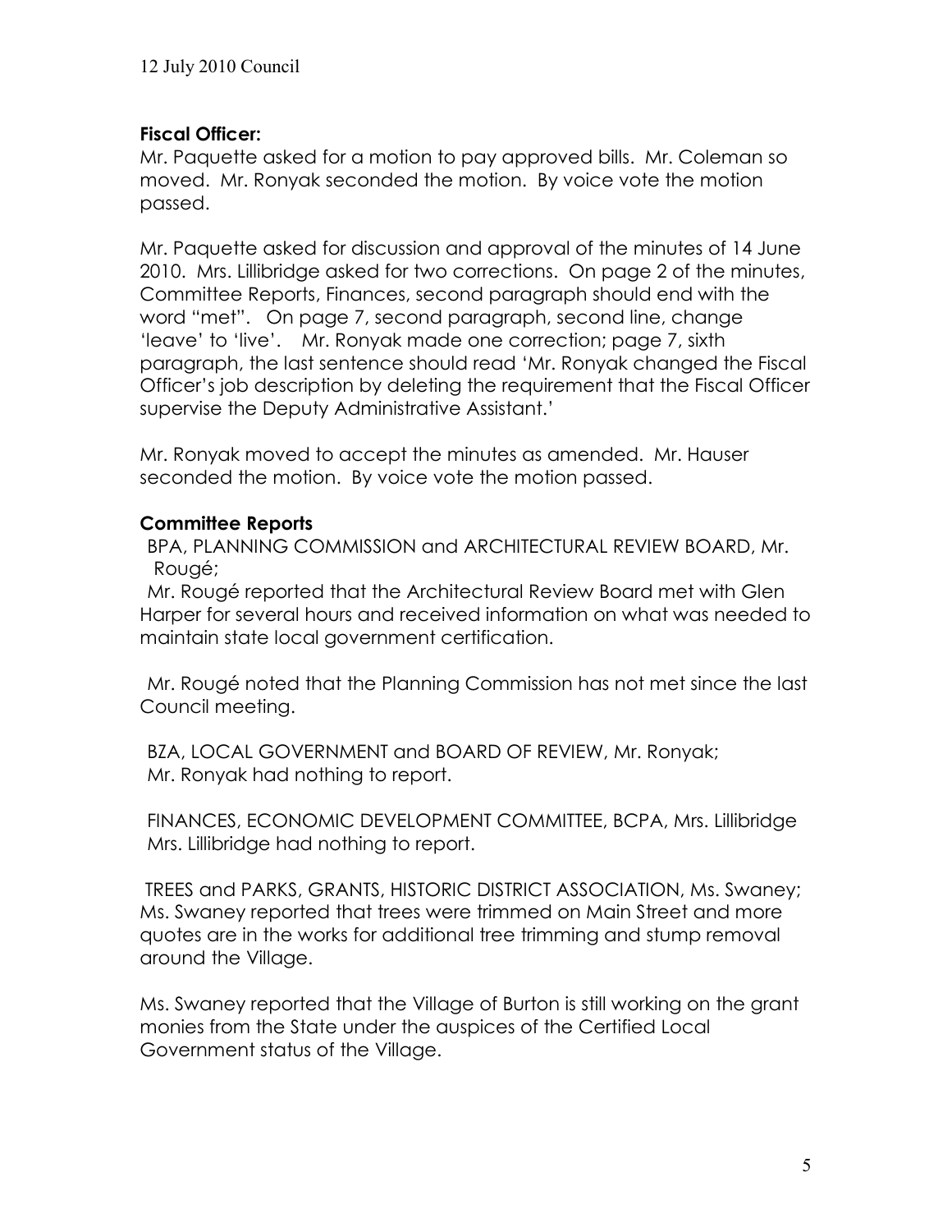**Fiscal Officer:**

Mr. Paquette asked for a motion to pay approved bills. Mr. Coleman so moved. Mr. Ronyak seconded the motion. By voice vote the motion passed.

Mr. Paquette asked for discussion and approval of the minutes of 14 June 2010. Mrs. Lillibridge asked for two corrections. On page 2 of the minutes, Committee Reports, Finances, second paragraph should end with the word "met". On page 7, second paragraph, second line, change 'leave' to 'live'. Mr. Ronyak made one correction; page 7, sixth paragraph, the last sentence should read 'Mr. Ronyak changed the Fiscal Officer's job description by deleting the requirement that the Fiscal Officer supervise the Deputy Administrative Assistant.'

Mr. Ronyak moved to accept the minutes as amended. Mr. Hauser seconded the motion. By voice vote the motion passed.

**Committee Reports**

BPA, PLANNING COMMISSION and ARCHITECTURAL REVIEW BOARD, Mr. Rougé;

Mr. Rougé reported that the Architectural Review Board met with Glen Harper for several hours and received information on what was needed to maintain state local government certification.

Mr. Rougé noted that the Planning Commission has not met since the last Council meeting.

BZA, LOCAL GOVERNMENT and BOARD OF REVIEW, Mr. Ronyak;
Mr. Ronyak had nothing to report.

FINANCES, ECONOMIC DEVELOPMENT COMMITTEE, BCPA, Mrs. Lillibridge
Mrs. Lillibridge had nothing to report.

TREES and PARKS, GRANTS, HISTORIC DISTRICT ASSOCIATION, Ms. Swaney;
Ms. Swaney reported that trees were trimmed on Main Street and more quotes are in the works for additional tree trimming and stump removal around the Village.

Ms. Swaney reported that the Village of Burton is still working on the grant monies from the State under the auspices of the Certified Local Government status of the Village.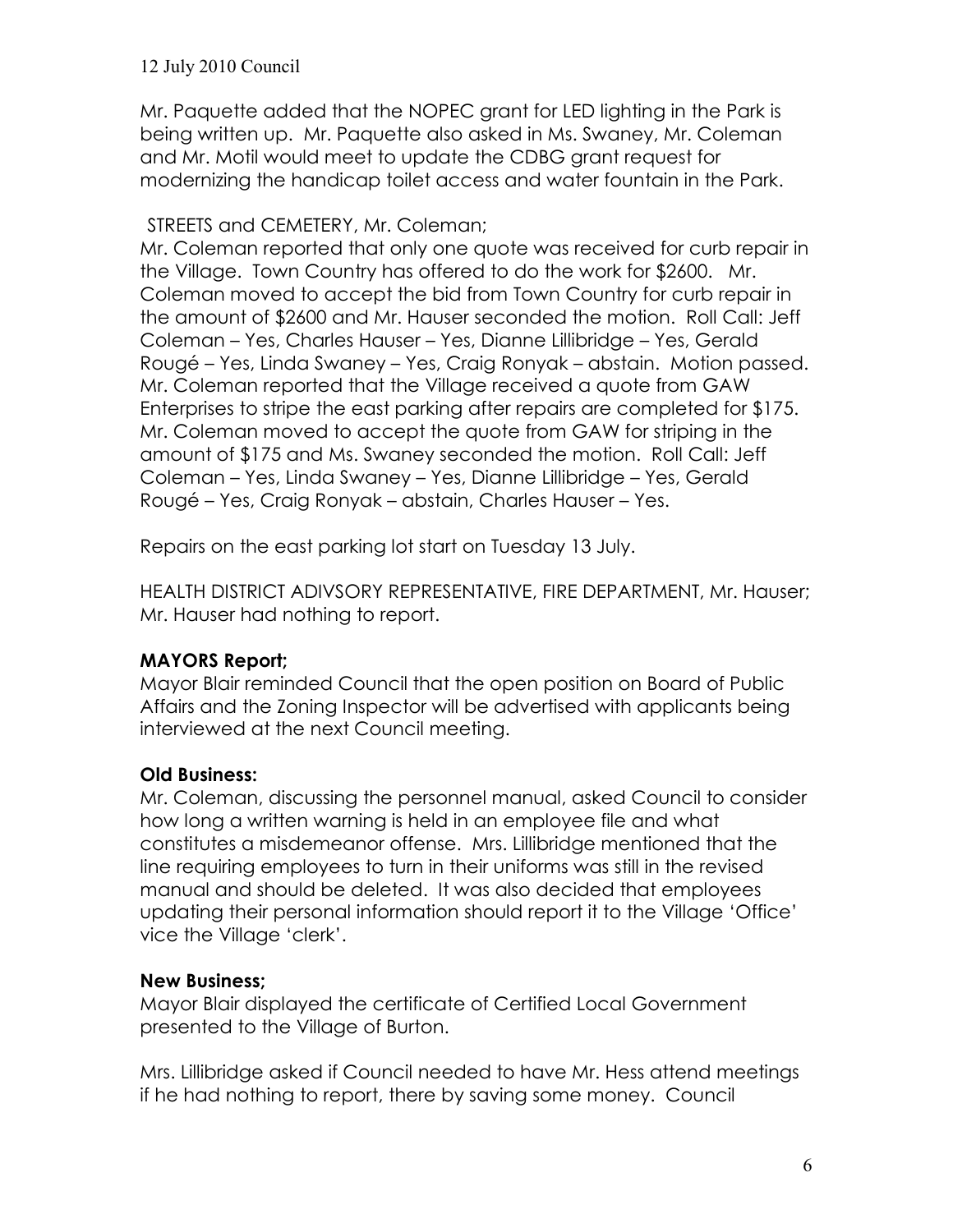Mr. Paquette added that the NOPEC grant for LED lighting in the Park is being written up. Mr. Paquette also asked in Ms. Swaney, Mr. Coleman and Mr. Motil would meet to update the CDBG grant request for modernizing the handicap toilet access and water fountain in the Park.

STREETS and CEMETERY, Mr. Coleman;
Mr. Coleman reported that only one quote was received for curb repair in the Village. Town Country has offered to do the work for $2600. Mr. Coleman moved to accept the bid from Town Country for curb repair in the amount of $2600 and Mr. Hauser seconded the motion. Roll Call: Jeff Coleman – Yes, Charles Hauser – Yes, Dianne Lillibridge – Yes, Gerald Rougé – Yes, Linda Swaney – Yes, Craig Ronyak – abstain. Motion passed. Mr. Coleman reported that the Village received a quote from GAW Enterprises to stripe the east parking after repairs are completed for $175. Mr. Coleman moved to accept the quote from GAW for striping in the amount of $175 and Ms. Swaney seconded the motion. Roll Call: Jeff Coleman – Yes, Linda Swaney – Yes, Dianne Lillibridge – Yes, Gerald Rougé – Yes, Craig Ronyak – abstain, Charles Hauser – Yes.

Repairs on the east parking lot start on Tuesday 13 July.

HEALTH DISTRICT ADIVSORY REPRESENTATIVE, FIRE DEPARTMENT, Mr. Hauser;
Mr. Hauser had nothing to report.

**MAYORS Report;**
Mayor Blair reminded Council that the open position on Board of Public Affairs and the Zoning Inspector will be advertised with applicants being interviewed at the next Council meeting.

**Old Business:**
Mr. Coleman, discussing the personnel manual, asked Council to consider how long a written warning is held in an employee file and what constitutes a misdemeanor offense. Mrs. Lillibridge mentioned that the line requiring employees to turn in their uniforms was still in the revised manual and should be deleted. It was also decided that employees updating their personal information should report it to the Village 'Office' vice the Village 'clerk'.

**New Business;**
Mayor Blair displayed the certificate of Certified Local Government presented to the Village of Burton.

Mrs. Lillibridge asked if Council needed to have Mr. Hess attend meetings if he had nothing to report, there by saving some money. Council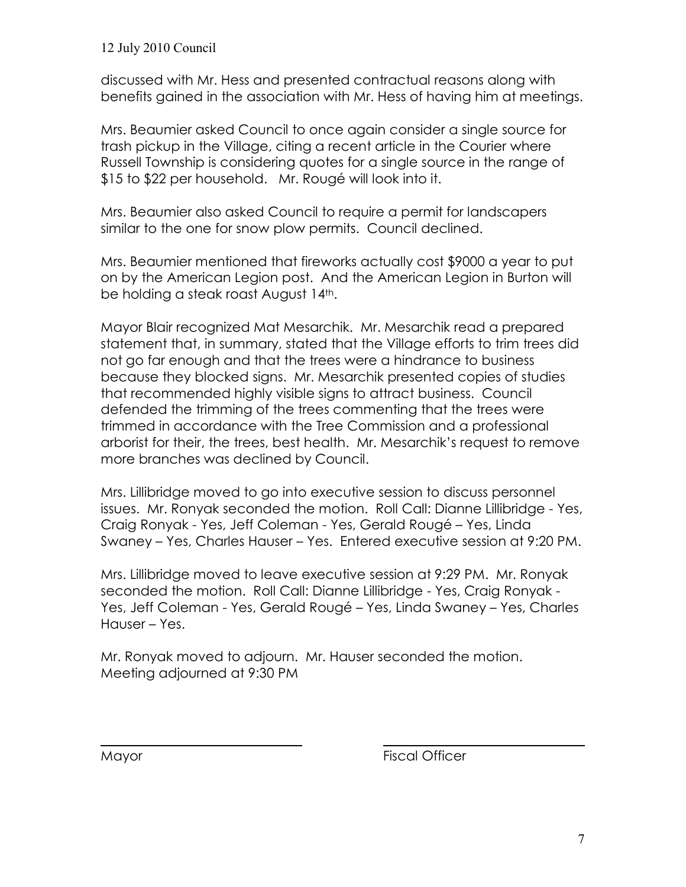discussed with Mr. Hess and presented contractual reasons along with benefits gained in the association with Mr. Hess of having him at meetings.

Mrs. Beaumier asked Council to once again consider a single source for trash pickup in the Village, citing a recent article in the Courier where Russell Township is considering quotes for a single source in the range of $15 to $22 per household. Mr. Rougé will look into it.

Mrs. Beaumier also asked Council to require a permit for landscapers similar to the one for snow plow permits. Council declined.

Mrs. Beaumier mentioned that fireworks actually cost $9000 a year to put on by the American Legion post. And the American Legion in Burton will be holding a steak roast August 14th.

Mayor Blair recognized Mat Mesarchik. Mr. Mesarchik read a prepared statement that, in summary, stated that the Village efforts to trim trees did not go far enough and that the trees were a hindrance to business because they blocked signs. Mr. Mesarchik presented copies of studies that recommended highly visible signs to attract business. Council defended the trimming of the trees commenting that the trees were trimmed in accordance with the Tree Commission and a professional arborist for their, the trees, best health. Mr. Mesarchik's request to remove more branches was declined by Council.

Mrs. Lillibridge moved to go into executive session to discuss personnel issues. Mr. Ronyak seconded the motion. Roll Call: Dianne Lillibridge - Yes, Craig Ronyak - Yes, Jeff Coleman - Yes, Gerald Rougé – Yes, Linda Swaney – Yes, Charles Hauser – Yes. Entered executive session at 9:20 PM.

Mrs. Lillibridge moved to leave executive session at 9:29 PM. Mr. Ronyak seconded the motion. Roll Call: Dianne Lillibridge - Yes, Craig Ronyak - Yes, Jeff Coleman - Yes, Gerald Rougé – Yes, Linda Swaney – Yes, Charles Hauser – Yes.

Mr. Ronyak moved to adjourn. Mr. Hauser seconded the motion. Meeting adjourned at 9:30 PM

\_\_\_\_\_\_\_\_\_\_\_\_\_\_\_\_\_\_\_\_\_\_\_\_\_\_\_\_ \_\_\_\_\_\_\_\_\_\_\_\_\_\_\_\_\_\_\_\_\_\_\_\_\_\_\_\_

Mayor Fiscal Officer